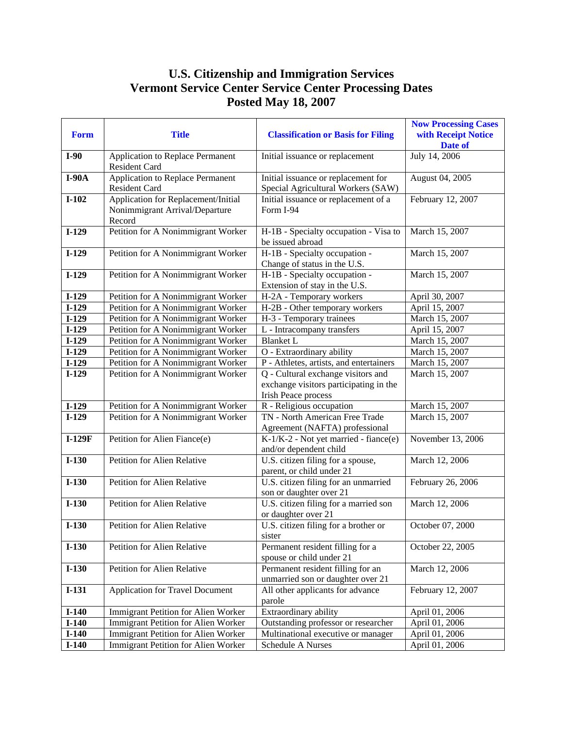# U.S. Citizenship and Immigration Services
# Vermont Service Center Service Center Processing Dates
# Posted May 18, 2007

| Form | Title | Classification or Basis for Filing | Now Processing Cases with Receipt Notice Date of |
|---|---|---|---|
| **I-90** | Application to Replace Permanent Resident Card | Initial issuance or replacement | July 14, 2006 |
| **I-90A** | Application to Replace Permanent Resident Card | Initial issuance or replacement for Special Agricultural Workers (SAW) | August 04, 2005 |
| **I-102** | Application for Replacement/Initial Nonimmigrant Arrival/Departure Record | Initial issuance or replacement of a Form I-94 | February 12, 2007 |
| **I-129** | Petition for A Nonimmigrant Worker | H-1B - Specialty occupation - Visa to be issued abroad | March 15, 2007 |
| **I-129** | Petition for A Nonimmigrant Worker | H-1B - Specialty occupation - Change of status in the U.S. | March 15, 2007 |
| **I-129** | Petition for A Nonimmigrant Worker | H-1B - Specialty occupation - Extension of stay in the U.S. | March 15, 2007 |
| **I-129** | Petition for A Nonimmigrant Worker | H-2A - Temporary workers | April 30, 2007 |
| **I-129** | Petition for A Nonimmigrant Worker | H-2B - Other temporary workers | April 15, 2007 |
| **I-129** | Petition for A Nonimmigrant Worker | H-3 - Temporary trainees | March 15, 2007 |
| **I-129** | Petition for A Nonimmigrant Worker | L - Intracompany transfers | April 15, 2007 |
| **I-129** | Petition for A Nonimmigrant Worker | Blanket L | March 15, 2007 |
| **I-129** | Petition for A Nonimmigrant Worker | O - Extraordinary ability | March 15, 2007 |
| **I-129** | Petition for A Nonimmigrant Worker | P - Athletes, artists, and entertainers | March 15, 2007 |
| **I-129** | Petition for A Nonimmigrant Worker | Q - Cultural exchange visitors and exchange visitors participating in the Irish Peace process | March 15, 2007 |
| **I-129** | Petition for A Nonimmigrant Worker | R - Religious occupation | March 15, 2007 |
| **I-129** | Petition for A Nonimmigrant Worker | TN - North American Free Trade Agreement (NAFTA) professional | March 15, 2007 |
| **I-129F** | Petition for Alien Fiance(e) | K-1/K-2 - Not yet married - fiance(e) and/or dependent child | November 13, 2006 |
| **I-130** | Petition for Alien Relative | U.S. citizen filing for a spouse, parent, or child under 21 | March 12, 2006 |
| **I-130** | Petition for Alien Relative | U.S. citizen filing for an unmarried son or daughter over 21 | February 26, 2006 |
| **I-130** | Petition for Alien Relative | U.S. citizen filing for a married son or daughter over 21 | March 12, 2006 |
| **I-130** | Petition for Alien Relative | U.S. citizen filing for a brother or sister | October 07, 2000 |
| **I-130** | Petition for Alien Relative | Permanent resident filling for a spouse or child under 21 | October 22, 2005 |
| **I-130** | Petition for Alien Relative | Permanent resident filling for an unmarried son or daughter over 21 | March 12, 2006 |
| **I-131** | Application for Travel Document | All other applicants for advance parole | February 12, 2007 |
| **I-140** | Immigrant Petition for Alien Worker | Extraordinary ability | April 01, 2006 |
| **I-140** | Immigrant Petition for Alien Worker | Outstanding professor or researcher | April 01, 2006 |
| **I-140** | Immigrant Petition for Alien Worker | Multinational executive or manager | April 01, 2006 |
| **I-140** | Immigrant Petition for Alien Worker | Schedule A Nurses | April 01, 2006 |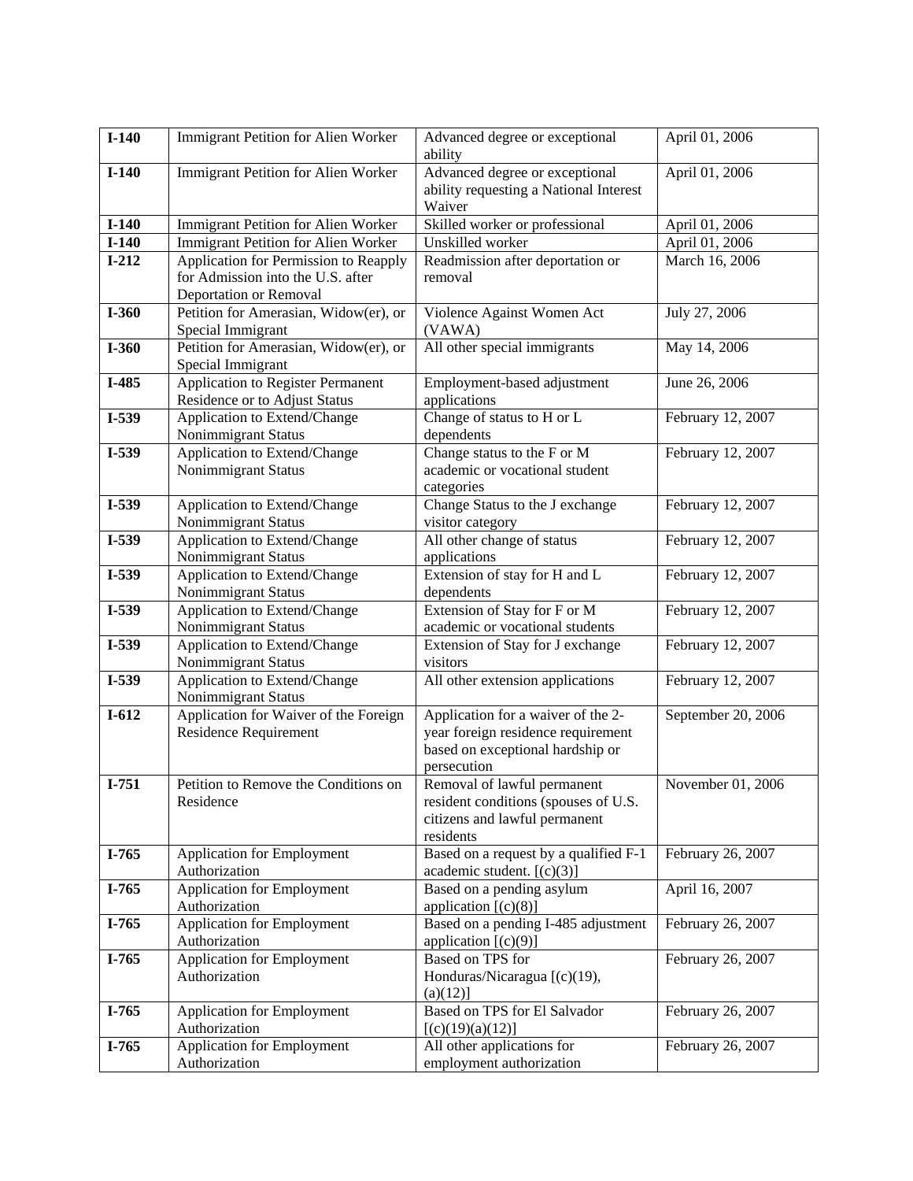| **I-140** | Immigrant Petition for Alien Worker | Advanced degree or exceptional ability | April 01, 2006 |
|---|---|---|---|
| **I-140** | Immigrant Petition for Alien Worker | Advanced degree or exceptional ability requesting a National Interest Waiver | April 01, 2006 |
| **I-140** | Immigrant Petition for Alien Worker | Skilled worker or professional | April 01, 2006 |
| **I-140** | Immigrant Petition for Alien Worker | Unskilled worker | April 01, 2006 |
| **I-212** | Application for Permission to Reapply for Admission into the U.S. after Deportation or Removal | Readmission after deportation or removal | March 16, 2006 |
| **I-360** | Petition for Amerasian, Widow(er), or Special Immigrant | Violence Against Women Act (VAWA) | July 27, 2006 |
| **I-360** | Petition for Amerasian, Widow(er), or Special Immigrant | All other special immigrants | May 14, 2006 |
| **I-485** | Application to Register Permanent Residence or to Adjust Status | Employment-based adjustment applications | June 26, 2006 |
| **I-539** | Application to Extend/Change Nonimmigrant Status | Change of status to H or L dependents | February 12, 2007 |
| **I-539** | Application to Extend/Change Nonimmigrant Status | Change status to the F or M academic or vocational student categories | February 12, 2007 |
| **I-539** | Application to Extend/Change Nonimmigrant Status | Change Status to the J exchange visitor category | February 12, 2007 |
| **I-539** | Application to Extend/Change Nonimmigrant Status | All other change of status applications | February 12, 2007 |
| **I-539** | Application to Extend/Change Nonimmigrant Status | Extension of stay for H and L dependents | February 12, 2007 |
| **I-539** | Application to Extend/Change Nonimmigrant Status | Extension of Stay for F or M academic or vocational students | February 12, 2007 |
| **I-539** | Application to Extend/Change Nonimmigrant Status | Extension of Stay for J exchange visitors | February 12, 2007 |
| **I-539** | Application to Extend/Change Nonimmigrant Status | All other extension applications | February 12, 2007 |
| **I-612** | Application for Waiver of the Foreign Residence Requirement | Application for a waiver of the 2-year foreign residence requirement based on exceptional hardship or persecution | September 20, 2006 |
| **I-751** | Petition to Remove the Conditions on Residence | Removal of lawful permanent resident conditions (spouses of U.S. citizens and lawful permanent residents | November 01, 2006 |
| **I-765** | Application for Employment Authorization | Based on a request by a qualified F-1 academic student. [(c)(3)] | February 26, 2007 |
| **I-765** | Application for Employment Authorization | Based on a pending asylum application [(c)(8)] | April 16, 2007 |
| **I-765** | Application for Employment Authorization | Based on a pending I-485 adjustment application [(c)(9)] | February 26, 2007 |
| **I-765** | Application for Employment Authorization | Based on TPS for Honduras/Nicaragua [(c)(19), (a)(12)] | February 26, 2007 |
| **I-765** | Application for Employment Authorization | Based on TPS for El Salvador [(c)(19)(a)(12)] | February 26, 2007 |
| **I-765** | Application for Employment Authorization | All other applications for employment authorization | February 26, 2007 |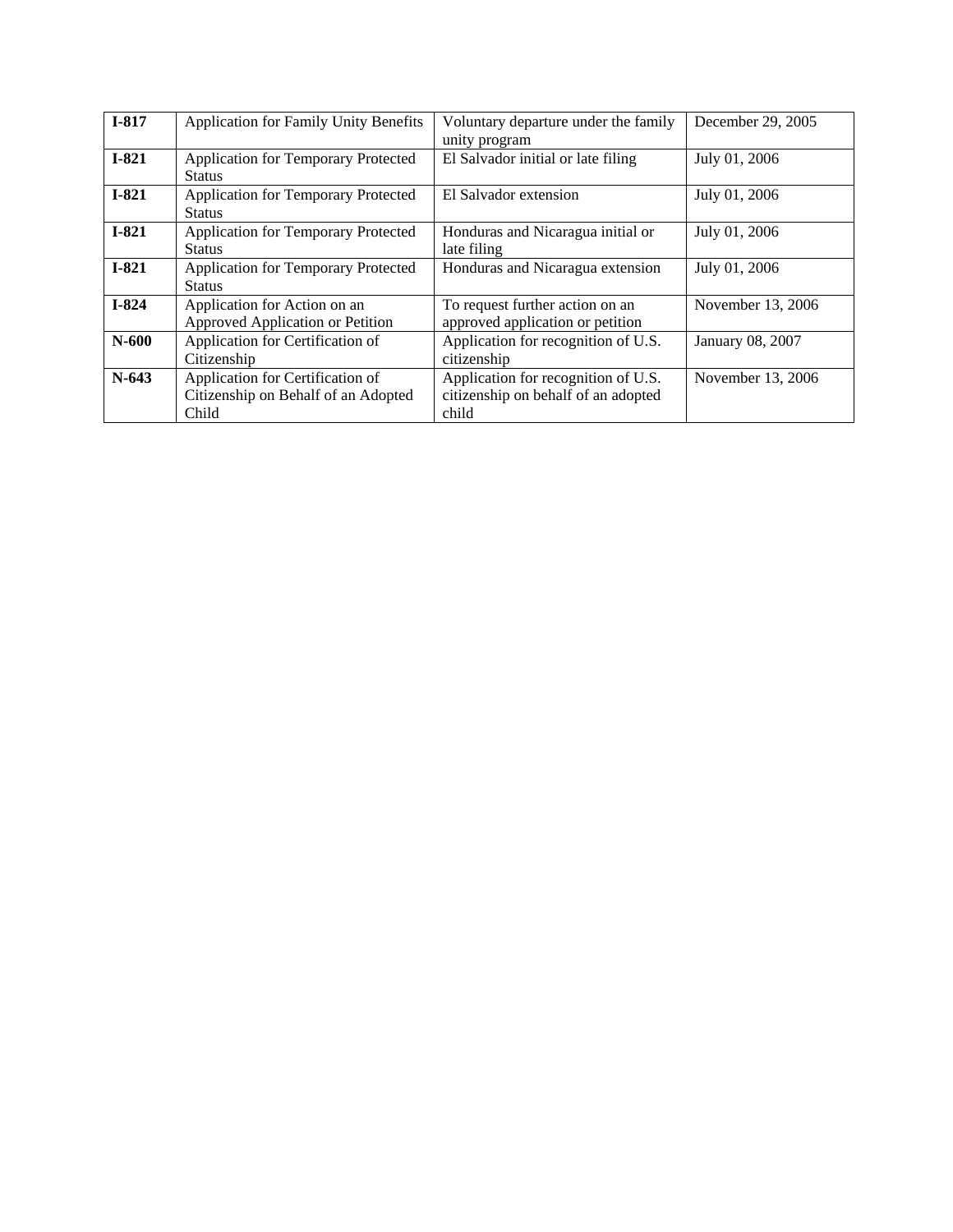| | | | |
|---|---|---|---|
| **I-817** | Application for Family Unity Benefits | Voluntary departure under the family unity program | December 29, 2005 |
| **I-821** | Application for Temporary Protected Status | El Salvador initial or late filing | July 01, 2006 |
| **I-821** | Application for Temporary Protected Status | El Salvador extension | July 01, 2006 |
| **I-821** | Application for Temporary Protected Status | Honduras and Nicaragua initial or late filing | July 01, 2006 |
| **I-821** | Application for Temporary Protected Status | Honduras and Nicaragua extension | July 01, 2006 |
| **I-824** | Application for Action on an Approved Application or Petition | To request further action on an approved application or petition | November 13, 2006 |
| **N-600** | Application for Certification of Citizenship | Application for recognition of U.S. citizenship | January 08, 2007 |
| **N-643** | Application for Certification of Citizenship on Behalf of an Adopted Child | Application for recognition of U.S. citizenship on behalf of an adopted child | November 13, 2006 |